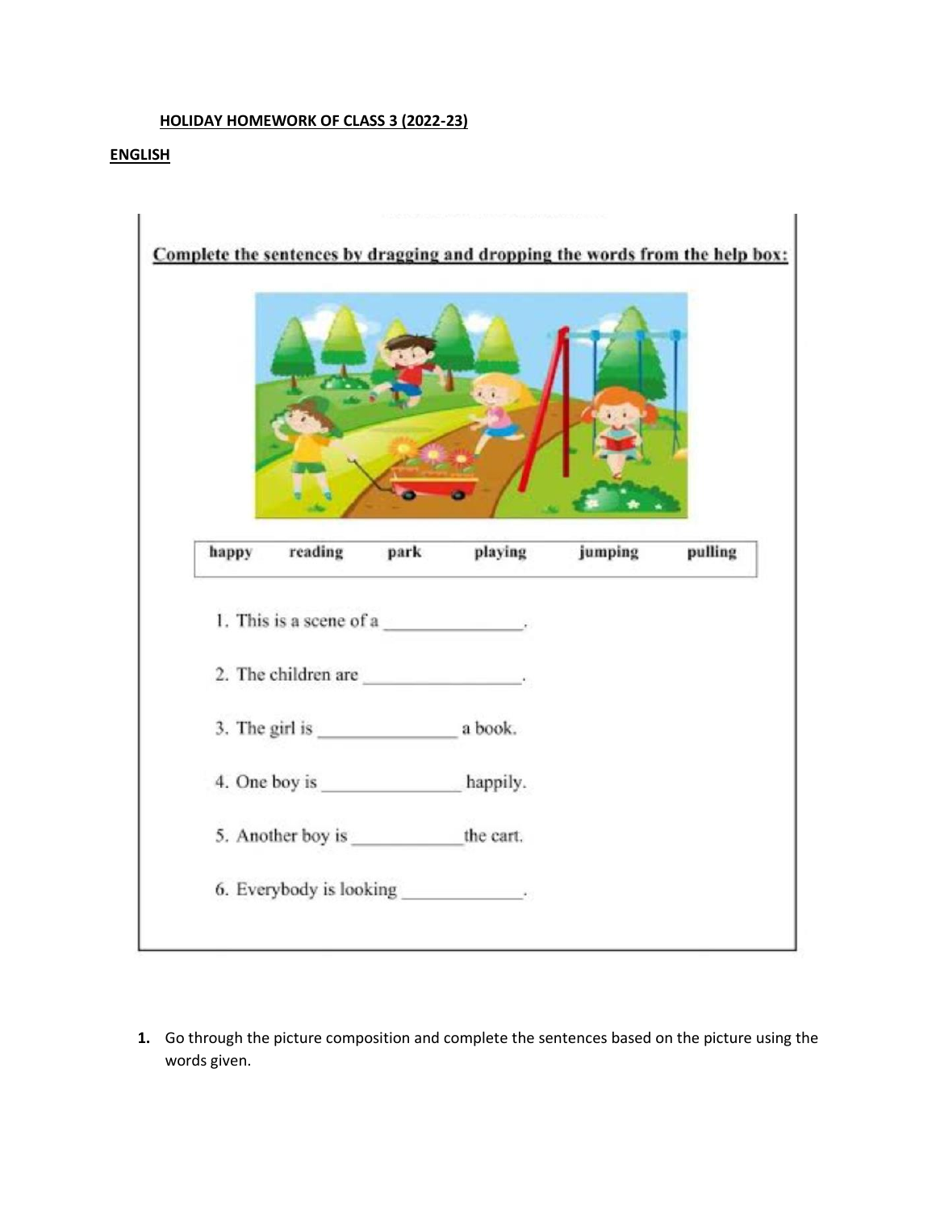**HOLIDAY HOMEWORK OF CLASS 3 (2022-23)**

**ENGLISH**

**Complete the sentences by dragging and dropping the words from the help box:**

| happy | reading | park | playing | jumping | pulling |
|---|---|---|---|---|---|

1. This is a scene of a _______________.
2. The children are _________________.
3. The girl is _______________ a book.
4. One boy is _______________ happily.
5. Another boy is ____________ the cart.
6. Everybody is looking _____________.

**1.** Go through the picture composition and complete the sentences based on the picture using the words given.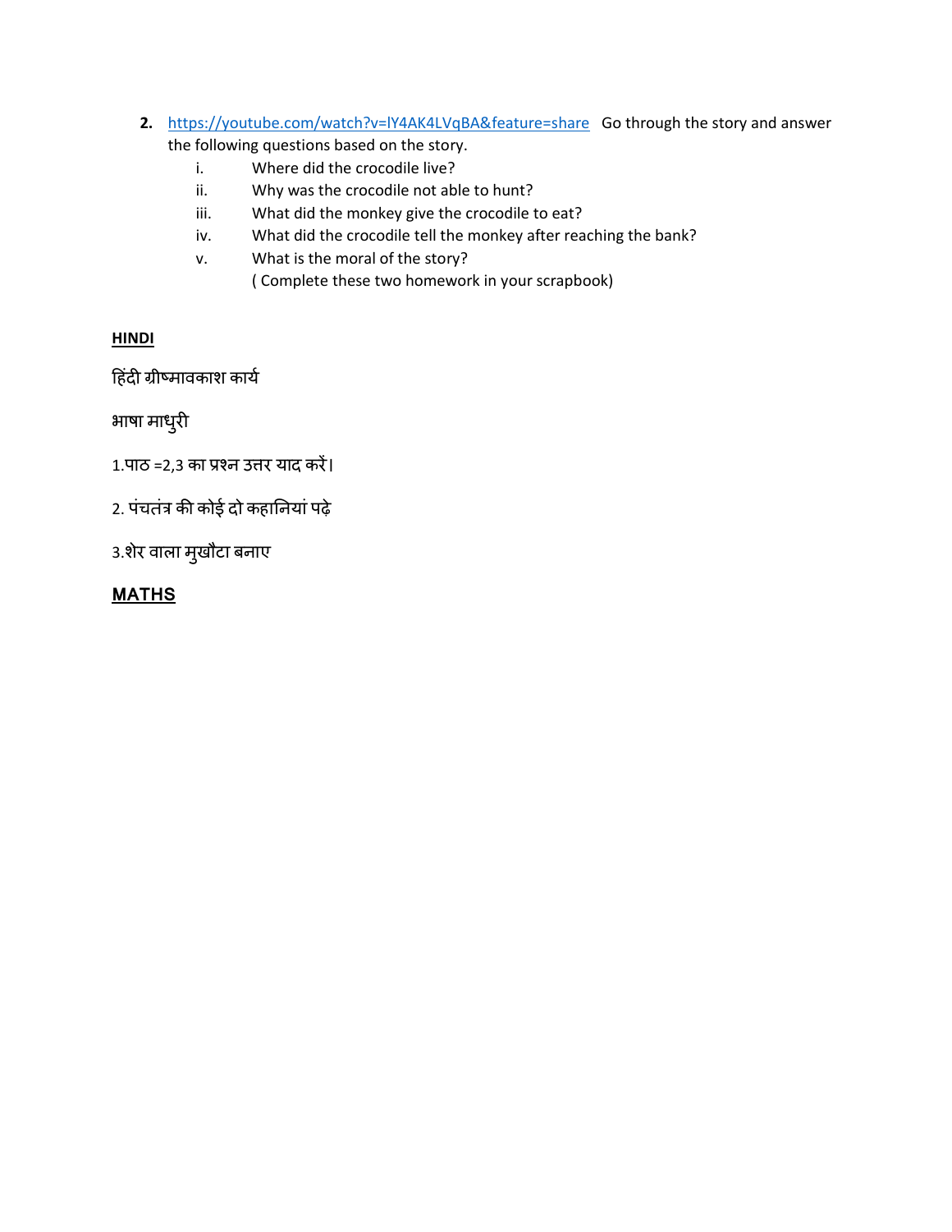2. [https://youtube.com/watch?v=lY4AK4LVqBA&feature=share](https://youtube.com/watch?v=lY4AK4LVqBA&feature=share) Go through the story and answer the following questions based on the story.
   i. Where did the crocodile live?
   ii. Why was the crocodile not able to hunt?
   iii. What did the monkey give the crocodile to eat?
   iv. What did the crocodile tell the monkey after reaching the bank?
   v. What is the moral of the story?
   ( Complete these two homework in your scrapbook)

## HINDI

हिंदी ग्रीष्मावकाश कार्य

भाषा माधुरी

1.पाठ =2,3 का प्रश्न उत्तर याद करें।

2. पंचतंत्र की कोई दो कहानियां पढ़े

3.शेर वाला मुखौटा बनाए

## MATHS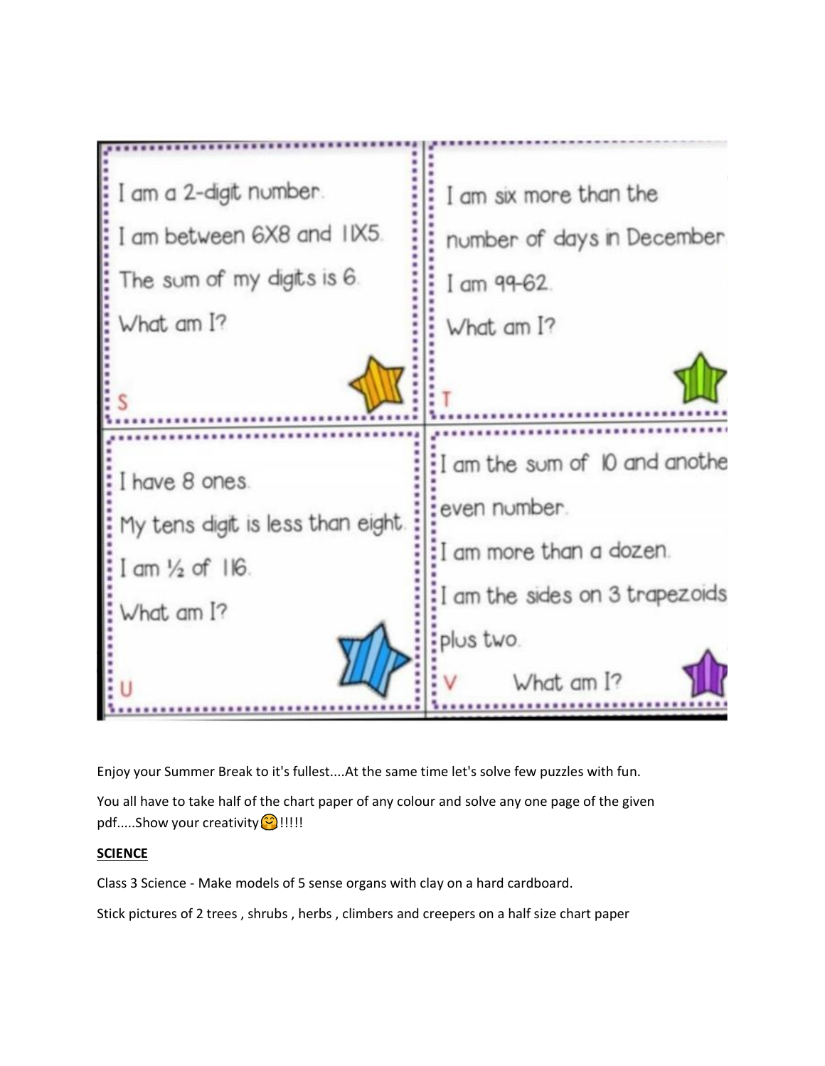I am a 2-digit number.

I am between 6X8 and 11X5.

The sum of my digits is 6.

What am I?

S

I am six more than the number of days in December.

I am 99-62.

What am I?

T

I have 8 ones.

My tens digit is less than eight.

I am ½ of 116.

What am I?

U

I am the sum of 10 and anothe even number.

I am more than a dozen.

I am the sides on 3 trapezoids plus two.

V What am I?

Enjoy your Summer Break to it's fullest....At the same time let's solve few puzzles with fun.

You all have to take half of the chart paper of any colour and solve any one page of the given pdf.....Show your creativity🤗!!!!!

**SCIENCE**

Class 3 Science - Make models of 5 sense organs with clay on a hard cardboard.

Stick pictures of 2 trees , shrubs , herbs , climbers and creepers on a half size chart paper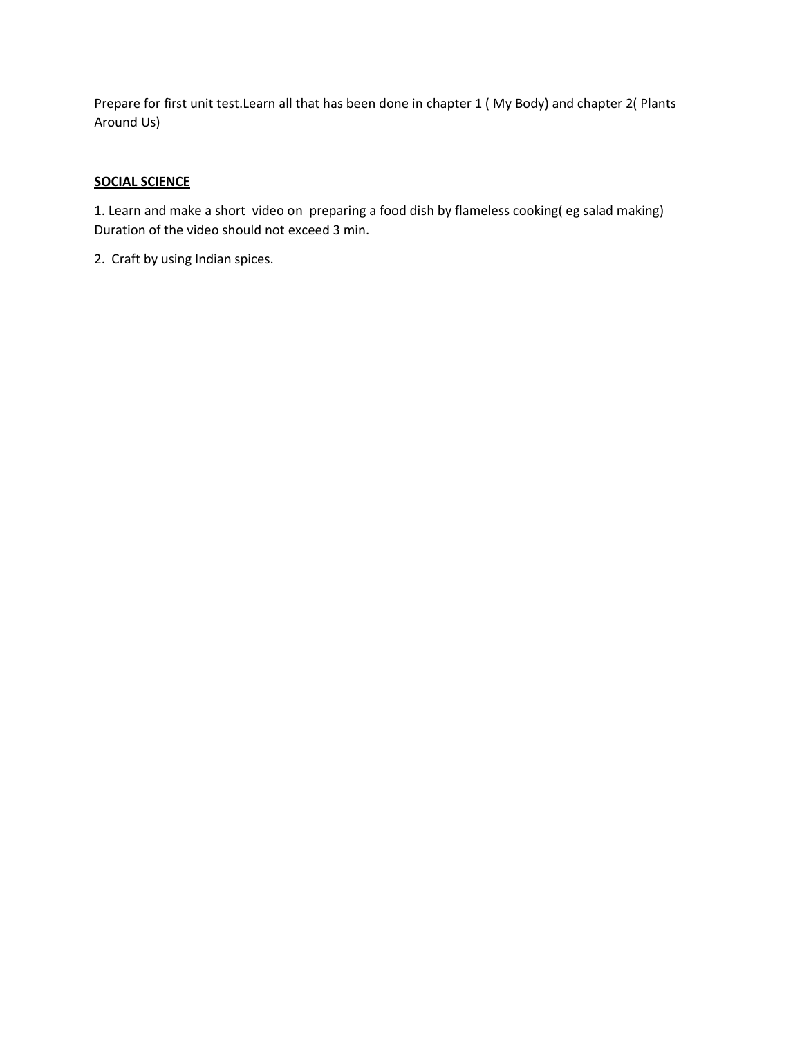Prepare for first unit test.Learn all that has been done in chapter 1 ( My Body) and chapter 2( Plants Around Us)

**SOCIAL SCIENCE**

1. Learn and make a short video on preparing a food dish by flameless cooking( eg salad making) Duration of the video should not exceed 3 min.

2. Craft by using Indian spices.